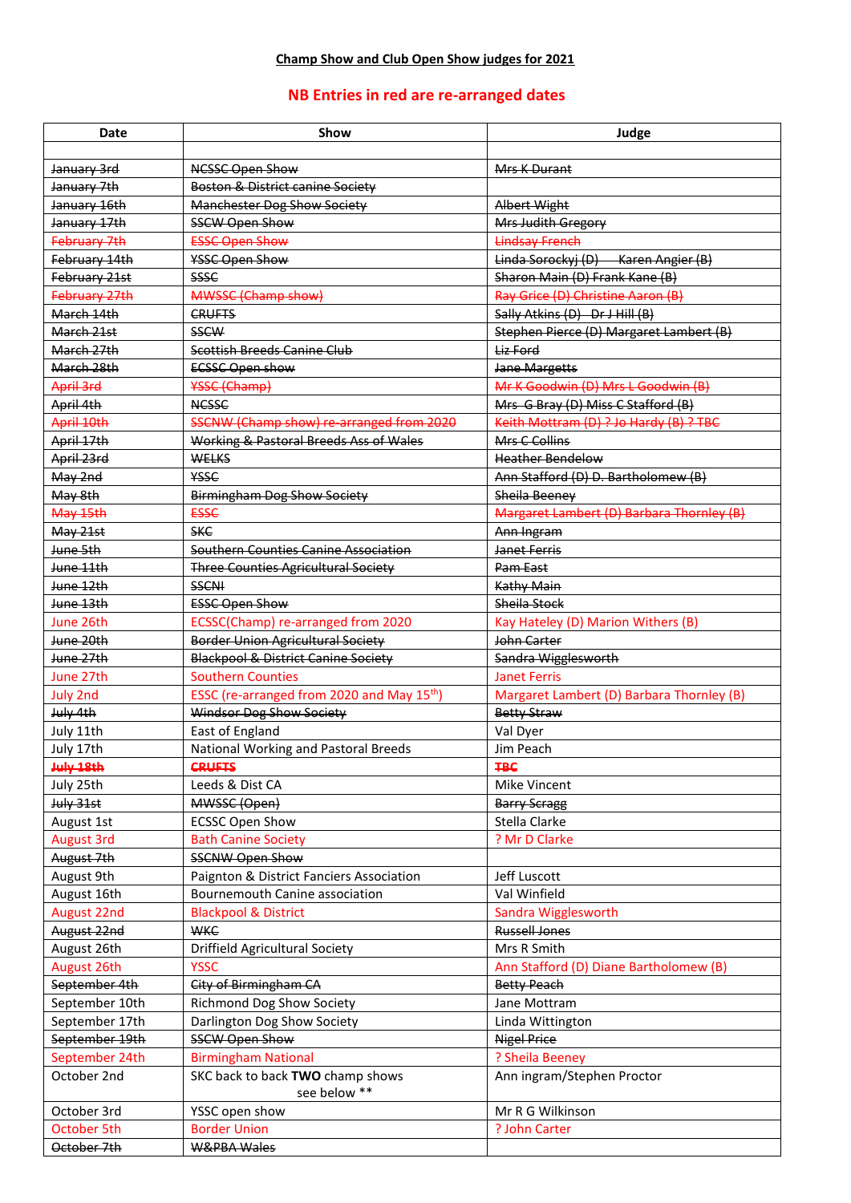**Champ Show and Club Open Show judges for 2021**

**NB Entries in red are re-arranged dates**

| Date | Show | Judge |
|---|---|---|
| | | |
| ~~January 3rd~~ | ~~NCSSC Open Show~~ | ~~Mrs K Durant~~ |
| ~~January 7th~~ | ~~Boston & District canine Society~~ | |
| ~~January 16th~~ | ~~Manchester Dog Show Society~~ | ~~Albert Wight~~ |
| ~~January 17th~~ | ~~SSCW Open Show~~ | ~~Mrs Judith Gregory~~ |
| ~~February 7th~~ | ~~ESSC Open Show~~ | ~~Lindsay French~~ |
| ~~February 14th~~ | ~~YSSC Open Show~~ | ~~Linda Sorockyj (D) Karen Angier (B)~~ |
| ~~February 21st~~ | ~~SSSC~~ | ~~Sharon Main (D) Frank Kane (B)~~ |
| ~~February 27th~~ | ~~MWSSC (Champ show)~~ | ~~Ray Grice (D) Christine Aaron (B)~~ |
| ~~March 14th~~ | ~~CRUFTS~~ | ~~Sally Atkins (D) Dr J Hill (B)~~ |
| ~~March 21st~~ | ~~SSCW~~ | ~~Stephen Pierce (D) Margaret Lambert (B)~~ |
| ~~March 27th~~ | ~~Scottish Breeds Canine Club~~ | ~~Liz Ford~~ |
| ~~March 28th~~ | ~~ECSSC Open show~~ | ~~Jane Margetts~~ |
| ~~April 3rd~~ | ~~YSSC (Champ)~~ | ~~Mr K Goodwin (D) Mrs L Goodwin (B)~~ |
| ~~April 4th~~ | ~~NCSSC~~ | ~~Mrs G Bray (D) Miss C Stafford (B)~~ |
| ~~April 10th~~ | ~~SSCNW (Champ show) re-arranged from 2020~~ | ~~Keith Mottram (D) ? Jo Hardy (B) ? TBC~~ |
| ~~April 17th~~ | ~~Working & Pastoral Breeds Ass of Wales~~ | ~~Mrs C Collins~~ |
| ~~April 23rd~~ | ~~WELKS~~ | ~~Heather Bendelow~~ |
| ~~May 2nd~~ | ~~YSSC~~ | ~~Ann Stafford (D) D. Bartholomew (B)~~ |
| ~~May 8th~~ | ~~Birmingham Dog Show Society~~ | ~~Sheila Beeney~~ |
| ~~May 15th~~ | ~~ESSC~~ | ~~Margaret Lambert (D) Barbara Thornley (B)~~ |
| ~~May 21st~~ | ~~SKC~~ | ~~Ann Ingram~~ |
| ~~June 5th~~ | ~~Southern Counties Canine Association~~ | ~~Janet Ferris~~ |
| ~~June 11th~~ | ~~Three Counties Agricultural Society~~ | ~~Pam East~~ |
| ~~June 12th~~ | ~~SSCNI~~ | ~~Kathy Main~~ |
| ~~June 13th~~ | ~~ESSC Open Show~~ | ~~Sheila Stock~~ |
| June 26th | ECSSC(Champ) re-arranged from 2020 | Kay Hateley (D) Marion Withers (B) |
| ~~June 20th~~ | ~~Border Union Agricultural Society~~ | ~~John Carter~~ |
| ~~June 27th~~ | ~~Blackpool & District Canine Society~~ | ~~Sandra Wigglesworth~~ |
| June 27th | Southern Counties | Janet Ferris |
| July 2nd | ESSC (re-arranged from 2020 and May 15th) | Margaret Lambert (D) Barbara Thornley (B) |
| ~~July 4th~~ | ~~Windsor Dog Show Society~~ | ~~Betty Straw~~ |
| July 11th | East of England | Val Dyer |
| July 17th | National Working and Pastoral Breeds | Jim Peach |
| ~~**July 18th**~~ | ~~**CRUFTS**~~ | ~~**TBC**~~ |
| July 25th | Leeds & Dist CA | Mike Vincent |
| ~~July 31st~~ | ~~MWSSC (Open)~~ | ~~Barry Scragg~~ |
| August 1st | ECSSC Open Show | Stella Clarke |
| August 3rd | Bath Canine Society | ? Mr D Clarke |
| ~~August 7th~~ | ~~SSCNW Open Show~~ | |
| August 9th | Paignton & District Fanciers Association | Jeff Luscott |
| August 16th | Bournemouth Canine association | Val Winfield |
| August 22nd | Blackpool & District | Sandra Wigglesworth |
| ~~August 22nd~~ | ~~WKC~~ | ~~Russell Jones~~ |
| August 26th | Driffield Agricultural Society | Mrs R Smith |
| August 26th | YSSC | Ann Stafford (D) Diane Bartholomew (B) |
| ~~September 4th~~ | ~~City of Birmingham CA~~ | ~~Betty Peach~~ |
| September 10th | Richmond Dog Show Society | Jane Mottram |
| September 17th | Darlington Dog Show Society | Linda Wittington |
| ~~September 19th~~ | ~~SSCW Open Show~~ | ~~Nigel Price~~ |
| September 24th | Birmingham National | ? Sheila Beeney |
| October 2nd | SKC back to back **TWO** champ shows see below ** | Ann ingram/Stephen Proctor |
| October 3rd | YSSC open show | Mr R G Wilkinson |
| October 5th | Border Union | ? John Carter |
| ~~October 7th~~ | ~~W&PBA Wales~~ | |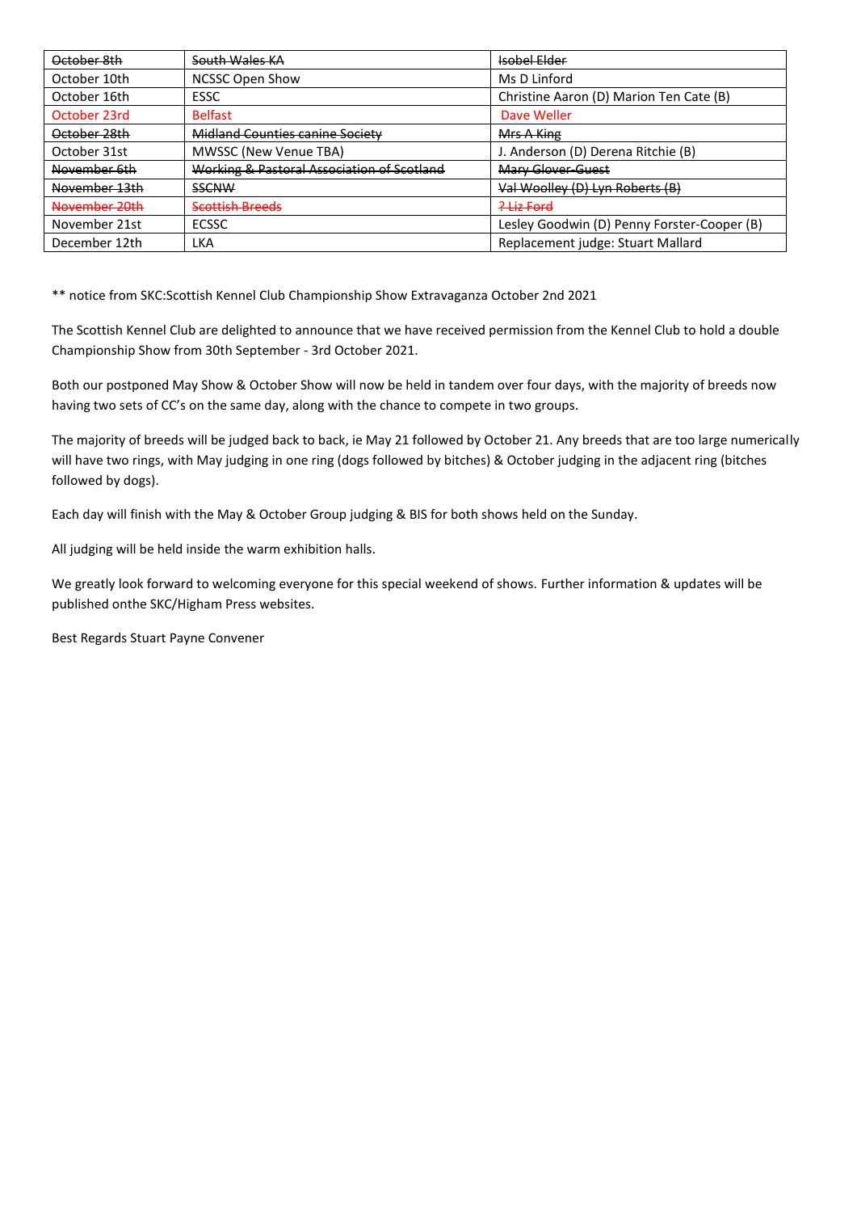| | | |
|---|---|---|
| ~~October 8th~~ | ~~South Wales KA~~ | ~~Isobel Elder~~ |
| October 10th | NCSSC Open Show | Ms D Linford |
| October 16th | ESSC | Christine Aaron (D) Marion Ten Cate (B) |
| October 23rd | Belfast | Dave Weller |
| ~~October 28th~~ | ~~Midland Counties canine Society~~ | ~~Mrs A King~~ |
| October 31st | MWSSC (New Venue TBA) | J. Anderson (D) Derena Ritchie (B) |
| ~~November 6th~~ | ~~Working & Pastoral Association of Scotland~~ | ~~Mary Glover-Guest~~ |
| ~~November 13th~~ | ~~SSCNW~~ | ~~Val Woolley (D) Lyn Roberts (B)~~ |
| ~~November 20th~~ | ~~Scottish Breeds~~ | ~~? Liz Ford~~ |
| November 21st | ECSSC | Lesley Goodwin (D) Penny Forster-Cooper (B) |
| December 12th | LKA | Replacement judge: Stuart Mallard |

** notice from SKC:Scottish Kennel Club Championship Show Extravaganza October 2nd 2021

The Scottish Kennel Club are delighted to announce that we have received permission from the Kennel Club to hold a double Championship Show from 30th September - 3rd October 2021.

Both our postponed May Show & October Show will now be held in tandem over four days, with the majority of breeds now having two sets of CC's on the same day, along with the chance to compete in two groups.

The majority of breeds will be judged back to back, ie May 21 followed by October 21. Any breeds that are too large numerically will have two rings, with May judging in one ring (dogs followed by bitches) & October judging in the adjacent ring (bitches followed by dogs).

Each day will finish with the May & October Group judging & BIS for both shows held on the Sunday.

All judging will be held inside the warm exhibition halls.

We greatly look forward to welcoming everyone for this special weekend of shows. Further information & updates will be published onthe SKC/Higham Press websites.

Best Regards Stuart Payne Convener